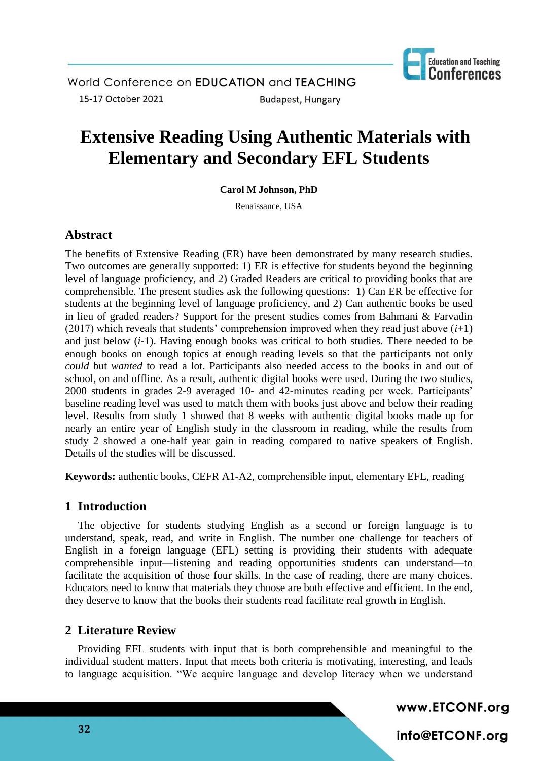# Extensive Reading Using Authentic Materials with Elementary and Secondary EFL Students

**Carol M Johnson, PhD**

Renaissance, USA

## Abstract

The benefits of Extensive Reading (ER) have been demonstrated by many research studies. Two outcomes are generally supported: 1) ER is effective for students beyond the beginning level of language proficiency, and 2) Graded Readers are critical to providing books that are comprehensible. The present studies ask the following questions: 1) Can ER be effective for students at the beginning level of language proficiency, and 2) Can authentic books be used in lieu of graded readers? Support for the present studies comes from Bahmani & Farvadin (2017) which reveals that students' comprehension improved when they read just above (*i*+1) and just below (*i*-1). Having enough books was critical to both studies. There needed to be enough books on enough topics at enough reading levels so that the participants not only *could* but *wanted* to read a lot. Participants also needed access to the books in and out of school, on and offline. As a result, authentic digital books were used. During the two studies, 2000 students in grades 2-9 averaged 10- and 42-minutes reading per week. Participants' baseline reading level was used to match them with books just above and below their reading level. Results from study 1 showed that 8 weeks with authentic digital books made up for nearly an entire year of English study in the classroom in reading, while the results from study 2 showed a one-half year gain in reading compared to native speakers of English. Details of the studies will be discussed.

**Keywords:** authentic books, CEFR A1-A2, comprehensible input, elementary EFL, reading

## 1 Introduction

The objective for students studying English as a second or foreign language is to understand, speak, read, and write in English. The number one challenge for teachers of English in a foreign language (EFL) setting is providing their students with adequate comprehensible input—listening and reading opportunities students can understand—to facilitate the acquisition of those four skills. In the case of reading, there are many choices. Educators need to know that materials they choose are both effective and efficient. In the end, they deserve to know that the books their students read facilitate real growth in English.

## 2 Literature Review

Providing EFL students with input that is both comprehensible and meaningful to the individual student matters. Input that meets both criteria is motivating, interesting, and leads to language acquisition. "We acquire language and develop literacy when we understand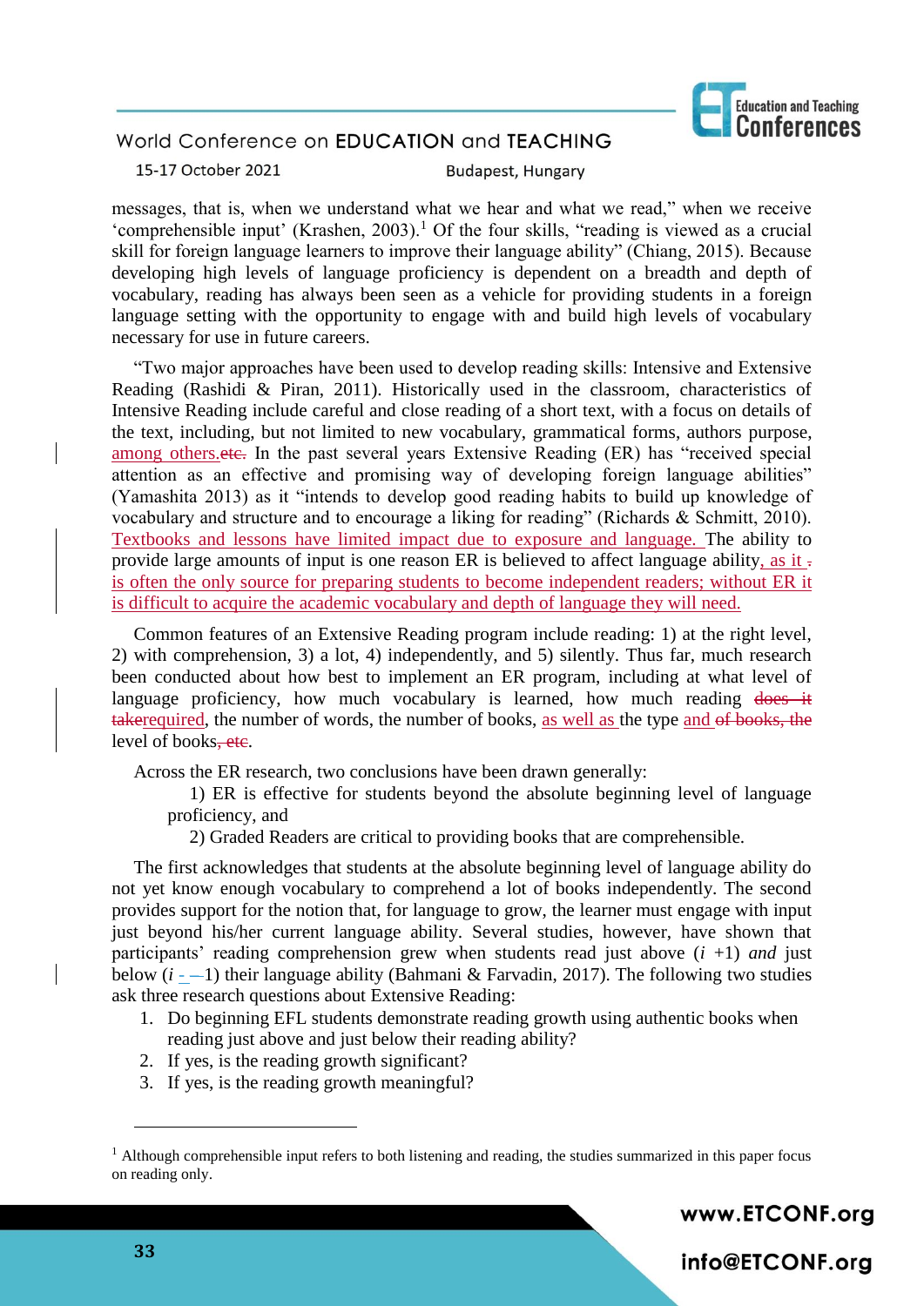messages, that is, when we understand what we hear and what we read," when we receive 'comprehensible input' (Krashen, 2003).[1] Of the four skills, "reading is viewed as a crucial skill for foreign language learners to improve their language ability" (Chiang, 2015). Because developing high levels of language proficiency is dependent on a breadth and depth of vocabulary, reading has always been seen as a vehicle for providing students in a foreign language setting with the opportunity to engage with and build high levels of vocabulary necessary for use in future careers.

"Two major approaches have been used to develop reading skills: Intensive and Extensive Reading (Rashidi & Piran, 2011). Historically used in the classroom, characteristics of Intensive Reading include careful and close reading of a short text, with a focus on details of the text, including, but not limited to new vocabulary, grammatical forms, authors purpose, among others.~~etc.~~ In the past several years Extensive Reading (ER) has "received special attention as an effective and promising way of developing foreign language abilities" (Yamashita 2013) as it "intends to develop good reading habits to build up knowledge of vocabulary and structure and to encourage a liking for reading" (Richards & Schmitt, 2010). Textbooks and lessons have limited impact due to exposure and language. The ability to provide large amounts of input is one reason ER is believed to affect language ability, as it ~~.~~ is often the only source for preparing students to become independent readers; without ER it is difficult to acquire the academic vocabulary and depth of language they will need.

Common features of an Extensive Reading program include reading: 1) at the right level, 2) with comprehension, 3) a lot, 4) independently, and 5) silently. Thus far, much research been conducted about how best to implement an ER program, including at what level of language proficiency, how much vocabulary is learned, how much reading ~~does it take~~required, the number of words, the number of books, as well as the type and ~~of books, the~~ level of books~~, etc~~.

Across the ER research, two conclusions have been drawn generally:

1) ER is effective for students beyond the absolute beginning level of language proficiency, and

2) Graded Readers are critical to providing books that are comprehensible.

The first acknowledges that students at the absolute beginning level of language ability do not yet know enough vocabulary to comprehend a lot of books independently. The second provides support for the notion that, for language to grow, the learner must engage with input just beyond his/her current language ability. Several studies, however, have shown that participants' reading comprehension grew when students read just above ($i$ +1) *and* just below ($i$ - 1) their language ability (Bahmani & Farvadin, 2017). The following two studies ask three research questions about Extensive Reading:

1. Do beginning EFL students demonstrate reading growth using authentic books when reading just above and just below their reading ability?
2. If yes, is the reading growth significant?
3. If yes, is the reading growth meaningful?

---

[1] Although comprehensible input refers to both listening and reading, the studies summarized in this paper focus on reading only.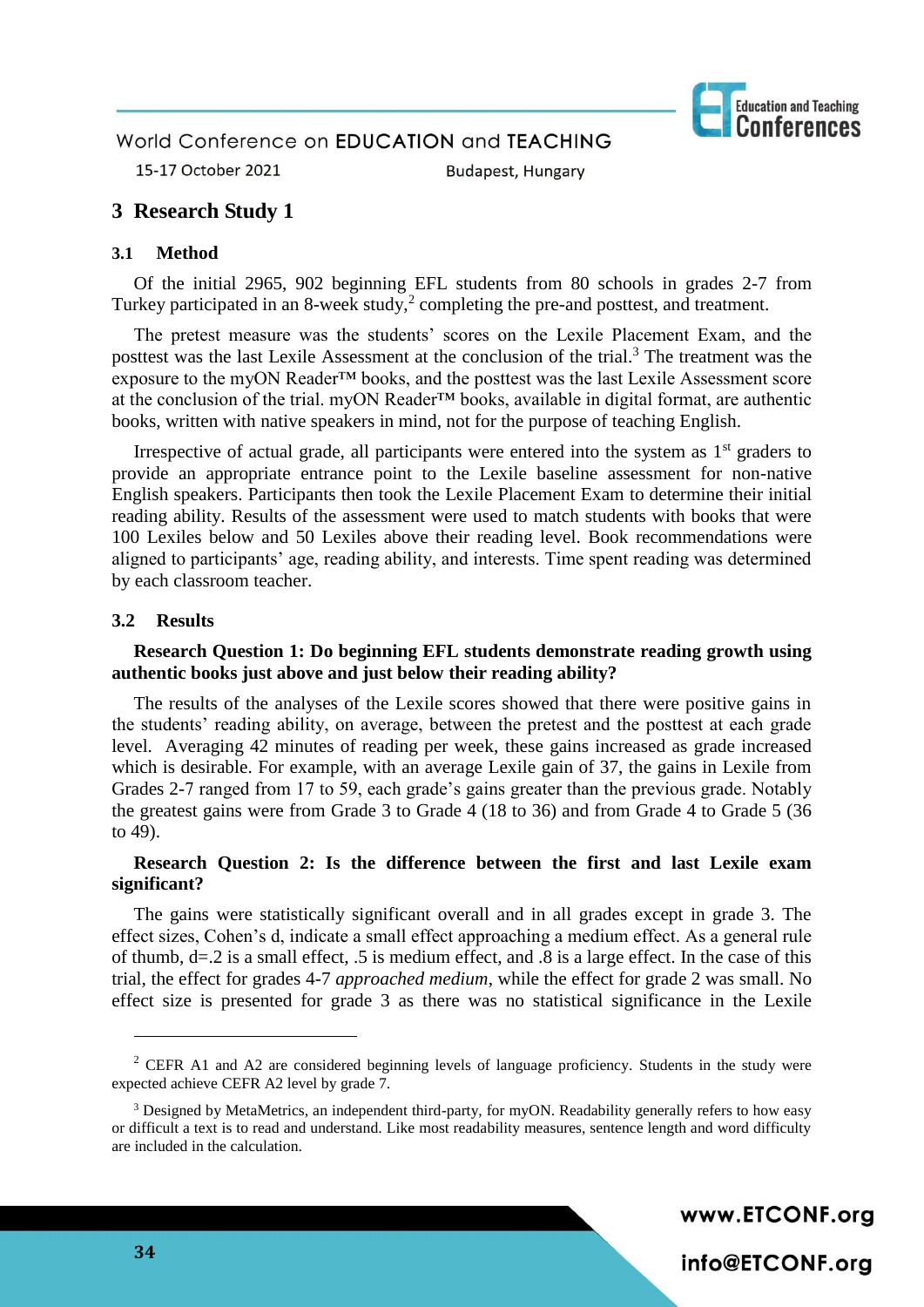## 3 Research Study 1

### 3.1 Method

Of the initial 2965, 902 beginning EFL students from 80 schools in grades 2-7 from Turkey participated in an 8-week study,[2] completing the pre-and posttest, and treatment.

The pretest measure was the students' scores on the Lexile Placement Exam, and the posttest was the last Lexile Assessment at the conclusion of the trial.[3] The treatment was the exposure to the myON Reader™ books, and the posttest was the last Lexile Assessment score at the conclusion of the trial. myON Reader™ books, available in digital format, are authentic books, written with native speakers in mind, not for the purpose of teaching English.

Irrespective of actual grade, all participants were entered into the system as 1st graders to provide an appropriate entrance point to the Lexile baseline assessment for non-native English speakers. Participants then took the Lexile Placement Exam to determine their initial reading ability. Results of the assessment were used to match students with books that were 100 Lexiles below and 50 Lexiles above their reading level. Book recommendations were aligned to participants' age, reading ability, and interests. Time spent reading was determined by each classroom teacher.

### 3.2 Results

**Research Question 1: Do beginning EFL students demonstrate reading growth using authentic books just above and just below their reading ability?**

The results of the analyses of the Lexile scores showed that there were positive gains in the students' reading ability, on average, between the pretest and the posttest at each grade level. Averaging 42 minutes of reading per week, these gains increased as grade increased which is desirable. For example, with an average Lexile gain of 37, the gains in Lexile from Grades 2-7 ranged from 17 to 59, each grade's gains greater than the previous grade. Notably the greatest gains were from Grade 3 to Grade 4 (18 to 36) and from Grade 4 to Grade 5 (36 to 49).

**Research Question 2: Is the difference between the first and last Lexile exam significant?**

The gains were statistically significant overall and in all grades except in grade 3. The effect sizes, Cohen's d, indicate a small effect approaching a medium effect. As a general rule of thumb, d=.2 is a small effect, .5 is medium effect, and .8 is a large effect. In the case of this trial, the effect for grades 4-7 *approached medium*, while the effect for grade 2 was small. No effect size is presented for grade 3 as there was no statistical significance in the Lexile

---

[2] CEFR A1 and A2 are considered beginning levels of language proficiency. Students in the study were expected achieve CEFR A2 level by grade 7.

[3] Designed by MetaMetrics, an independent third-party, for myON. Readability generally refers to how easy or difficult a text is to read and understand. Like most readability measures, sentence length and word difficulty are included in the calculation.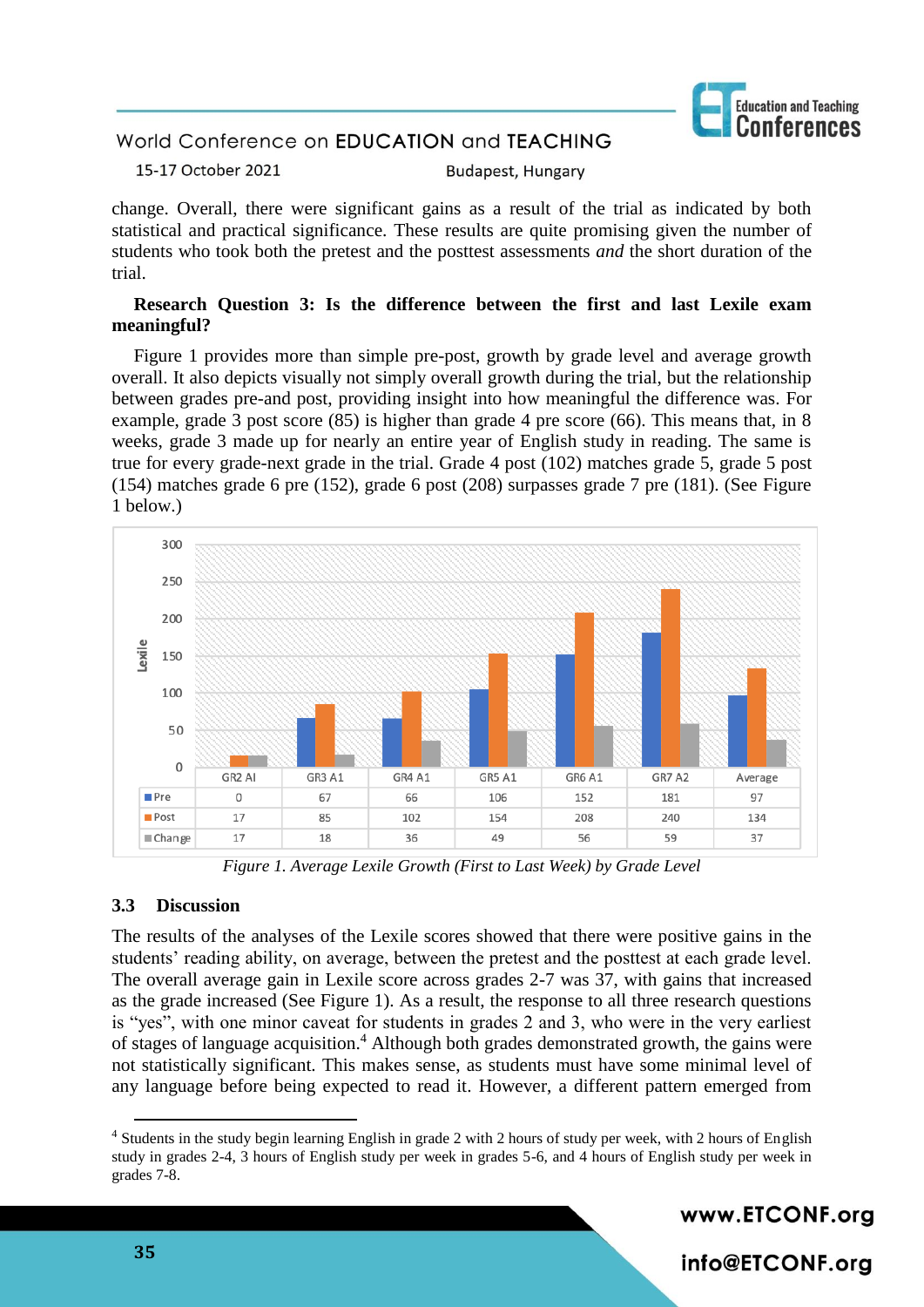change. Overall, there were significant gains as a result of the trial as indicated by both statistical and practical significance. These results are quite promising given the number of students who took both the pretest and the posttest assessments *and* the short duration of the trial.

**Research Question 3: Is the difference between the first and last Lexile exam meaningful?**

Figure 1 provides more than simple pre-post, growth by grade level and average growth overall. It also depicts visually not simply overall growth during the trial, but the relationship between grades pre-and post, providing insight into how meaningful the difference was. For example, grade 3 post score (85) is higher than grade 4 pre score (66). This means that, in 8 weeks, grade 3 made up for nearly an entire year of English study in reading. The same is true for every grade-next grade in the trial. Grade 4 post (102) matches grade 5, grade 5 post (154) matches grade 6 pre (152), grade 6 post (208) surpasses grade 7 pre (181). (See Figure 1 below.)

| | GR2 AI | GR3 A1 | GR4 A1 | GR5 A1 | GR6 A1 | GR7 A2 | Average |
|---|---|---|---|---|---|---|---|
| Pre | 0 | 67 | 66 | 106 | 152 | 181 | 97 |
| Post | 17 | 85 | 102 | 154 | 208 | 240 | 134 |
| Change | 17 | 18 | 36 | 49 | 56 | 59 | 37 |

*Figure 1. Average Lexile Growth (First to Last Week) by Grade Level*

### 3.3 Discussion

The results of the analyses of the Lexile scores showed that there were positive gains in the students' reading ability, on average, between the pretest and the posttest at each grade level. The overall average gain in Lexile score across grades 2-7 was 37, with gains that increased as the grade increased (See Figure 1). As a result, the response to all three research questions is "yes", with one minor caveat for students in grades 2 and 3, who were in the very earliest of stages of language acquisition.[4] Although both grades demonstrated growth, the gains were not statistically significant. This makes sense, as students must have some minimal level of any language before being expected to read it. However, a different pattern emerged from

[4] Students in the study begin learning English in grade 2 with 2 hours of study per week, with 2 hours of English study in grades 2-4, 3 hours of English study per week in grades 5-6, and 4 hours of English study per week in grades 7-8.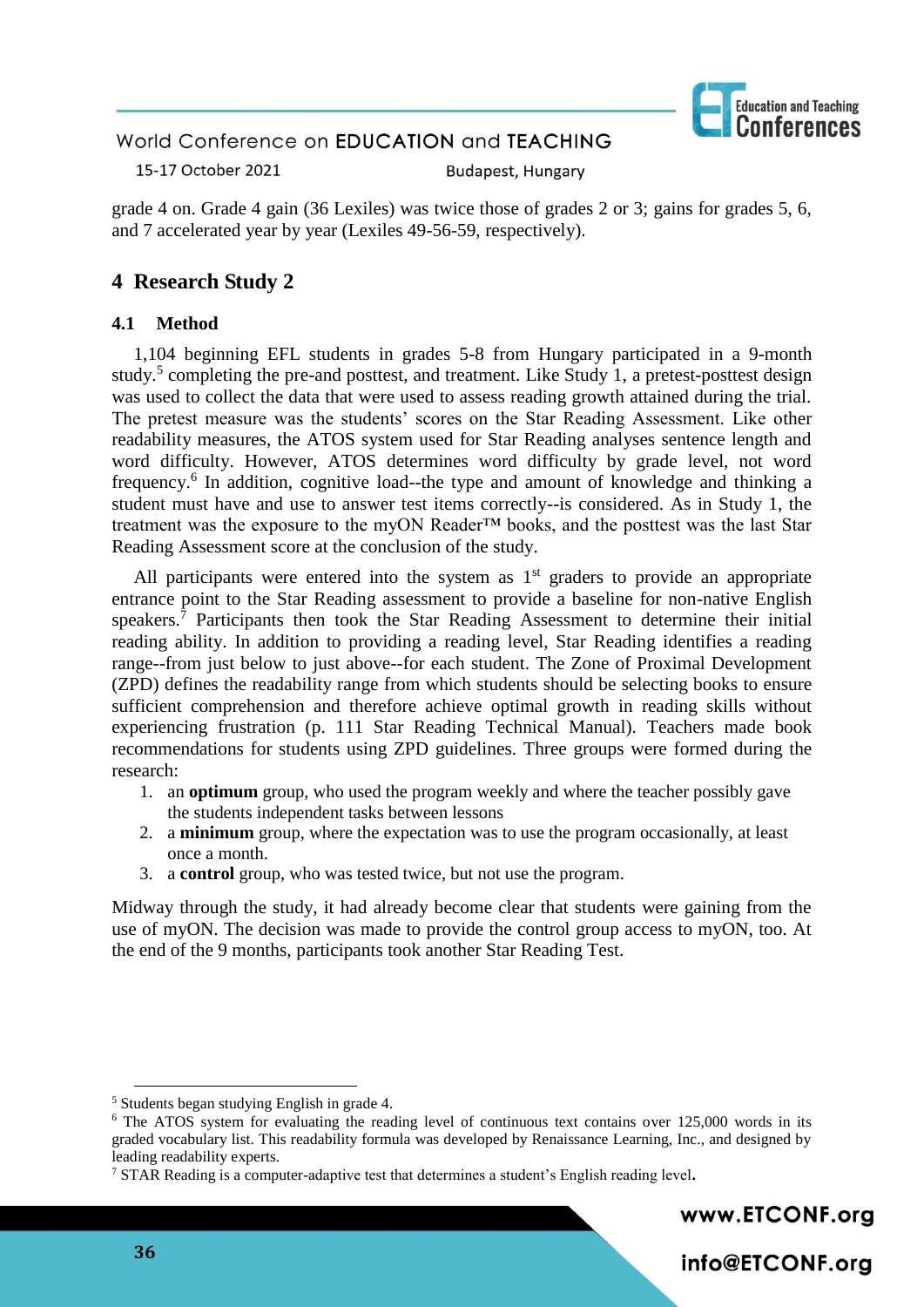grade 4 on. Grade 4 gain (36 Lexiles) was twice those of grades 2 or 3; gains for grades 5, 6, and 7 accelerated year by year (Lexiles 49-56-59, respectively).

## 4 Research Study 2

### 4.1 Method

1,104 beginning EFL students in grades 5-8 from Hungary participated in a 9-month study.[5] completing the pre-and posttest, and treatment. Like Study 1, a pretest-posttest design was used to collect the data that were used to assess reading growth attained during the trial. The pretest measure was the students' scores on the Star Reading Assessment. Like other readability measures, the ATOS system used for Star Reading analyses sentence length and word difficulty. However, ATOS determines word difficulty by grade level, not word frequency.[6] In addition, cognitive load--the type and amount of knowledge and thinking a student must have and use to answer test items correctly--is considered. As in Study 1, the treatment was the exposure to the myON Reader™ books, and the posttest was the last Star Reading Assessment score at the conclusion of the study.

All participants were entered into the system as 1st graders to provide an appropriate entrance point to the Star Reading assessment to provide a baseline for non-native English speakers.[7] Participants then took the Star Reading Assessment to determine their initial reading ability. In addition to providing a reading level, Star Reading identifies a reading range--from just below to just above--for each student. The Zone of Proximal Development (ZPD) defines the readability range from which students should be selecting books to ensure sufficient comprehension and therefore achieve optimal growth in reading skills without experiencing frustration (p. 111 Star Reading Technical Manual). Teachers made book recommendations for students using ZPD guidelines. Three groups were formed during the research:

1. an **optimum** group, who used the program weekly and where the teacher possibly gave the students independent tasks between lessons
2. a **minimum** group, where the expectation was to use the program occasionally, at least once a month.
3. a **control** group, who was tested twice, but not use the program.

Midway through the study, it had already become clear that students were gaining from the use of myON. The decision was made to provide the control group access to myON, too. At the end of the 9 months, participants took another Star Reading Test.

---

[5] Students began studying English in grade 4.

[6] The ATOS system for evaluating the reading level of continuous text contains over 125,000 words in its graded vocabulary list. This readability formula was developed by Renaissance Learning, Inc., and designed by leading readability experts.

[7] STAR Reading is a computer-adaptive test that determines a student's English reading level.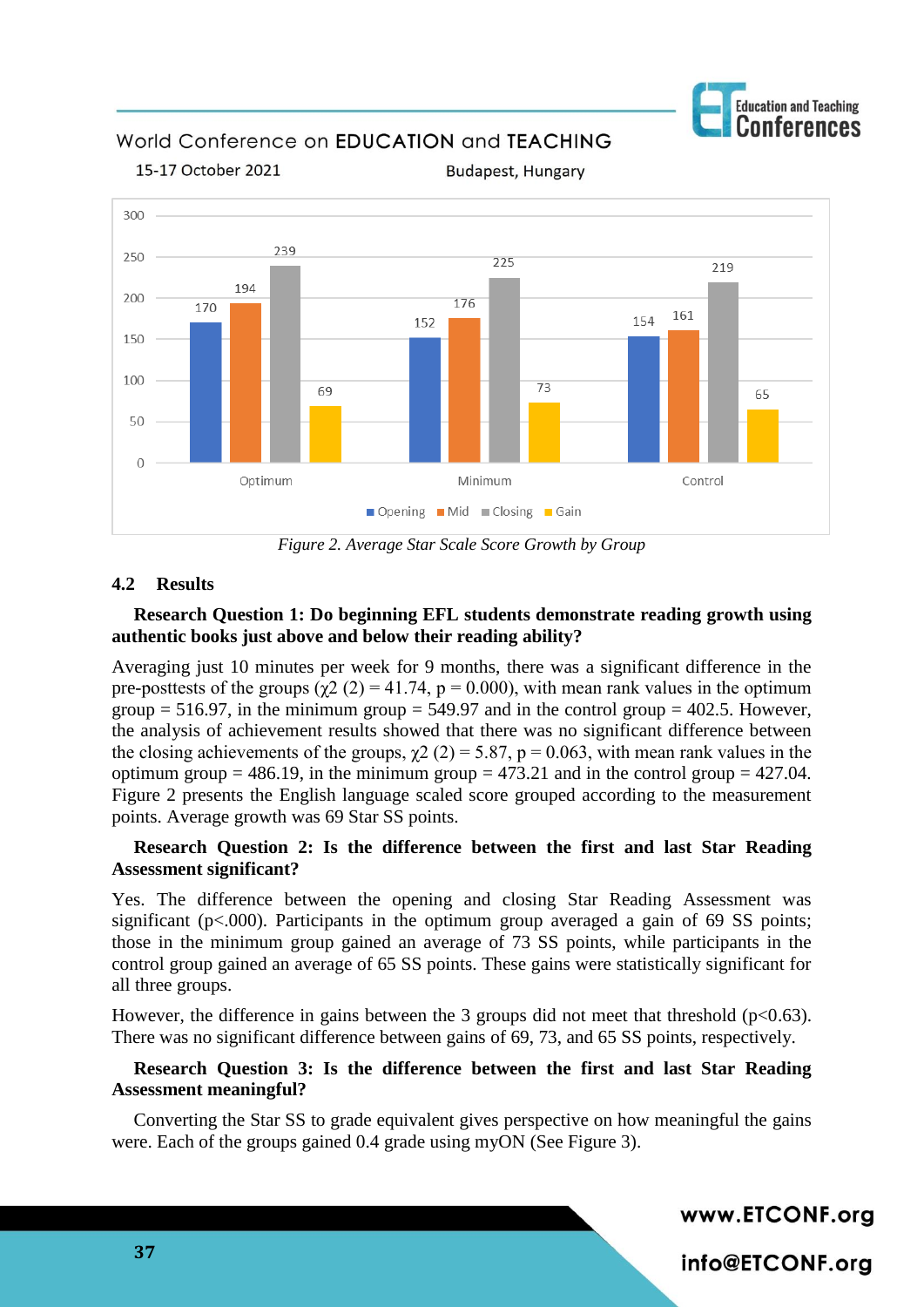Figure 2. Average Star Scale Score Growth by Group

### 4.2 Results

**Research Question 1: Do beginning EFL students demonstrate reading growth using authentic books just above and below their reading ability?**

Averaging just 10 minutes per week for 9 months, there was a significant difference in the pre-posttests of the groups ($\chi 2$ (2) = 41.74, p = 0.000), with mean rank values in the optimum group = 516.97, in the minimum group = 549.97 and in the control group = 402.5. However, the analysis of achievement results showed that there was no significant difference between the closing achievements of the groups, $\chi 2$ (2) = 5.87, p = 0.063, with mean rank values in the optimum group = 486.19, in the minimum group = 473.21 and in the control group = 427.04. Figure 2 presents the English language scaled score grouped according to the measurement points. Average growth was 69 Star SS points.

**Research Question 2: Is the difference between the first and last Star Reading Assessment significant?**

Yes. The difference between the opening and closing Star Reading Assessment was significant (p<.000). Participants in the optimum group averaged a gain of 69 SS points; those in the minimum group gained an average of 73 SS points, while participants in the control group gained an average of 65 SS points. These gains were statistically significant for all three groups.

However, the difference in gains between the 3 groups did not meet that threshold (p<0.63). There was no significant difference between gains of 69, 73, and 65 SS points, respectively.

**Research Question 3: Is the difference between the first and last Star Reading Assessment meaningful?**

Converting the Star SS to grade equivalent gives perspective on how meaningful the gains were. Each of the groups gained 0.4 grade using myON (See Figure 3).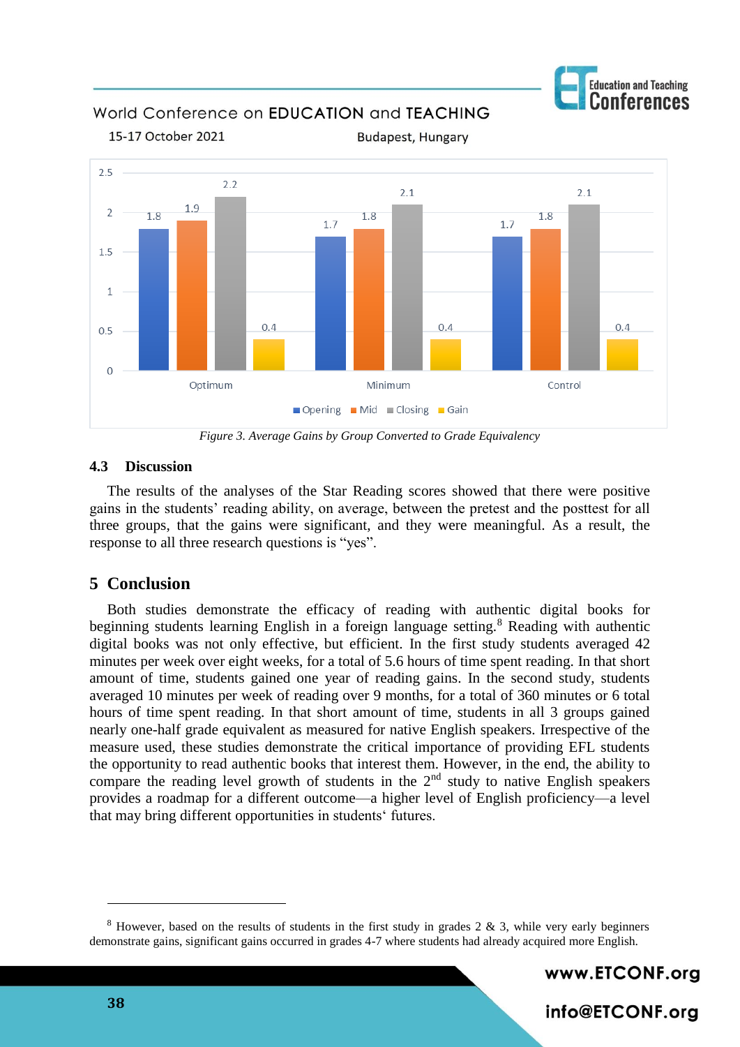| | Opening | Mid | Closing | Gain |
|---|---|---|---|---|
| Optimum | 1.8 | 1.9 | 2.2 | 0.4 |
| Minimum | 1.7 | 1.8 | 2.1 | 0.4 |
| Control | 1.7 | 1.8 | 2.1 | 0.4 |

*Figure 3. Average Gains by Group Converted to Grade Equivalency*

### 4.3 Discussion

The results of the analyses of the Star Reading scores showed that there were positive gains in the students' reading ability, on average, between the pretest and the posttest for all three groups, that the gains were significant, and they were meaningful. As a result, the response to all three research questions is "yes".

## 5 Conclusion

Both studies demonstrate the efficacy of reading with authentic digital books for beginning students learning English in a foreign language setting.[8] Reading with authentic digital books was not only effective, but efficient. In the first study students averaged 42 minutes per week over eight weeks, for a total of 5.6 hours of time spent reading. In that short amount of time, students gained one year of reading gains. In the second study, students averaged 10 minutes per week of reading over 9 months, for a total of 360 minutes or 6 total hours of time spent reading. In that short amount of time, students in all 3 groups gained nearly one-half grade equivalent as measured for native English speakers. Irrespective of the measure used, these studies demonstrate the critical importance of providing EFL students the opportunity to read authentic books that interest them. However, in the end, the ability to compare the reading level growth of students in the 2nd study to native English speakers provides a roadmap for a different outcome—a higher level of English proficiency—a level that may bring different opportunities in students' futures.

---

[8] However, based on the results of students in the first study in grades 2 & 3, while very early beginners demonstrate gains, significant gains occurred in grades 4-7 where students had already acquired more English.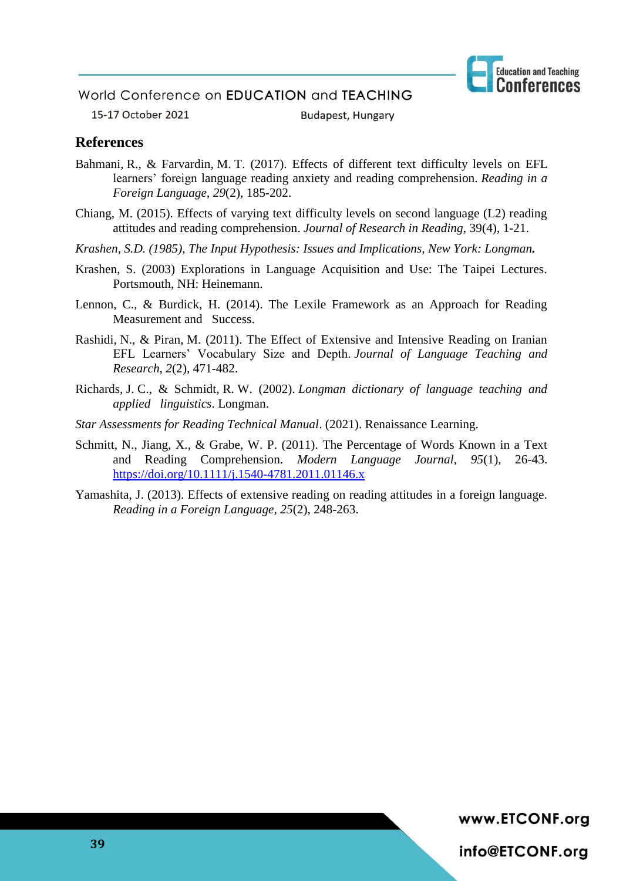## References

Bahmani, R., & Farvardin, M. T. (2017). Effects of different text difficulty levels on EFL learners' foreign language reading anxiety and reading comprehension. *Reading in a Foreign Language*, *29*(2), 185-202.

Chiang, M. (2015). Effects of varying text difficulty levels on second language (L2) reading attitudes and reading comprehension. *Journal of Research in Reading*, 39(4), 1-21.

*Krashen, S.D. (1985), The Input Hypothesis: Issues and Implications, New York: Longman.*

Krashen, S. (2003) Explorations in Language Acquisition and Use: The Taipei Lectures. Portsmouth, NH: Heinemann.

Lennon, C., & Burdick, H. (2014). The Lexile Framework as an Approach for Reading Measurement and Success.

Rashidi, N., & Piran, M. (2011). The Effect of Extensive and Intensive Reading on Iranian EFL Learners' Vocabulary Size and Depth. *Journal of Language Teaching and Research*, *2*(2), 471-482.

Richards, J. C., & Schmidt, R. W. (2002). *Longman dictionary of language teaching and applied linguistics*. Longman.

*Star Assessments for Reading Technical Manual*. (2021). Renaissance Learning.

Schmitt, N., Jiang, X., & Grabe, W. P. (2011). The Percentage of Words Known in a Text and Reading Comprehension. *Modern Language Journal*, *95*(1), 26-43. https://doi.org/10.1111/j.1540-4781.2011.01146.x

Yamashita, J. (2013). Effects of extensive reading on reading attitudes in a foreign language. *Reading in a Foreign Language, 25*(2), 248-263.